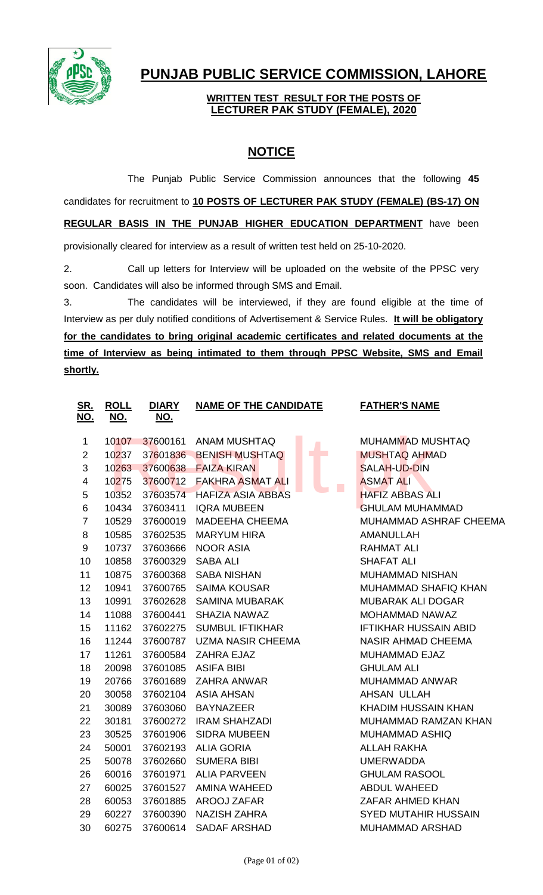# PUNJAB PUBLIC SERVICE COMMISSION, LAHORE

**WRITTEN TEST RESULT FOR THE POSTS OF LECTURER PAK STUDY (FEMALE), 2020**

## NOTICE

The Punjab Public Service Commission announces that the following **45** candidates for recruitment to **10 POSTS OF LECTURER PAK STUDY (FEMALE) (BS-17) ON REGULAR BASIS IN THE PUNJAB HIGHER EDUCATION DEPARTMENT** have been provisionally cleared for interview as a result of written test held on 25-10-2020.

2. Call up letters for Interview will be uploaded on the website of the PPSC very soon. Candidates will also be informed through SMS and Email.

3. The candidates will be interviewed, if they are found eligible at the time of Interview as per duly notified conditions of Advertisement & Service Rules. **It will be obligatory for the candidates to bring original academic certificates and related documents at the time of Interview as being intimated to them through PPSC Website, SMS and Email shortly.**

| SR. NO. | ROLL NO. | DIARY NO. | NAME OF THE CANDIDATE | FATHER'S NAME |
|---|---|---|---|---|
| 1 | 10107 | 37600161 | ANAM MUSHTAQ | MUHAMMAD MUSHTAQ |
| 2 | 10237 | 37601836 | BENISH MUSHTAQ | MUSHTAQ AHMAD |
| 3 | 10263 | 37600638 | FAIZA KIRAN | SALAH-UD-DIN |
| 4 | 10275 | 37600712 | FAKHRA ASMAT ALI | ASMAT ALI |
| 5 | 10352 | 37603574 | HAFIZA ASIA ABBAS | HAFIZ ABBAS ALI |
| 6 | 10434 | 37603411 | IQRA MUBEEN | GHULAM MUHAMMAD |
| 7 | 10529 | 37600019 | MADEEHA CHEEMA | MUHAMMAD ASHRAF CHEEMA |
| 8 | 10585 | 37602535 | MARYUM HIRA | AMANULLAH |
| 9 | 10737 | 37603666 | NOOR ASIA | RAHMAT ALI |
| 10 | 10858 | 37600329 | SABA ALI | SHAFAT ALI |
| 11 | 10875 | 37600368 | SABA NISHAN | MUHAMMAD NISHAN |
| 12 | 10941 | 37600765 | SAIMA KOUSAR | MUHAMMAD SHAFIQ KHAN |
| 13 | 10991 | 37602628 | SAMINA MUBARAK | MUBARAK ALI DOGAR |
| 14 | 11088 | 37600441 | SHAZIA NAWAZ | MOHAMMAD NAWAZ |
| 15 | 11162 | 37602275 | SUMBUL IFTIKHAR | IFTIKHAR HUSSAIN ABID |
| 16 | 11244 | 37600787 | UZMA NASIR CHEEMA | NASIR AHMAD CHEEMA |
| 17 | 11261 | 37600584 | ZAHRA EJAZ | MUHAMMAD EJAZ |
| 18 | 20098 | 37601085 | ASIFA BIBI | GHULAM ALI |
| 19 | 20766 | 37601689 | ZAHRA ANWAR | MUHAMMAD ANWAR |
| 20 | 30058 | 37602104 | ASIA AHSAN | AHSAN ULLAH |
| 21 | 30089 | 37603060 | BAYNAZEER | KHADIM HUSSAIN KHAN |
| 22 | 30181 | 37600272 | IRAM SHAHZADI | MUHAMMAD RAMZAN KHAN |
| 23 | 30525 | 37601906 | SIDRA MUBEEN | MUHAMMAD ASHIQ |
| 24 | 50001 | 37602193 | ALIA GORIA | ALLAH RAKHA |
| 25 | 50078 | 37602660 | SUMERA BIBI | UMERWADDA |
| 26 | 60016 | 37601971 | ALIA PARVEEN | GHULAM RASOOL |
| 27 | 60025 | 37601527 | AMINA WAHEED | ABDUL WAHEED |
| 28 | 60053 | 37601885 | AROOJ ZAFAR | ZAFAR AHMED KHAN |
| 29 | 60227 | 37600390 | NAZISH ZAHRA | SYED MUTAHIR HUSSAIN |
| 30 | 60275 | 37600614 | SADAF ARSHAD | MUHAMMAD ARSHAD |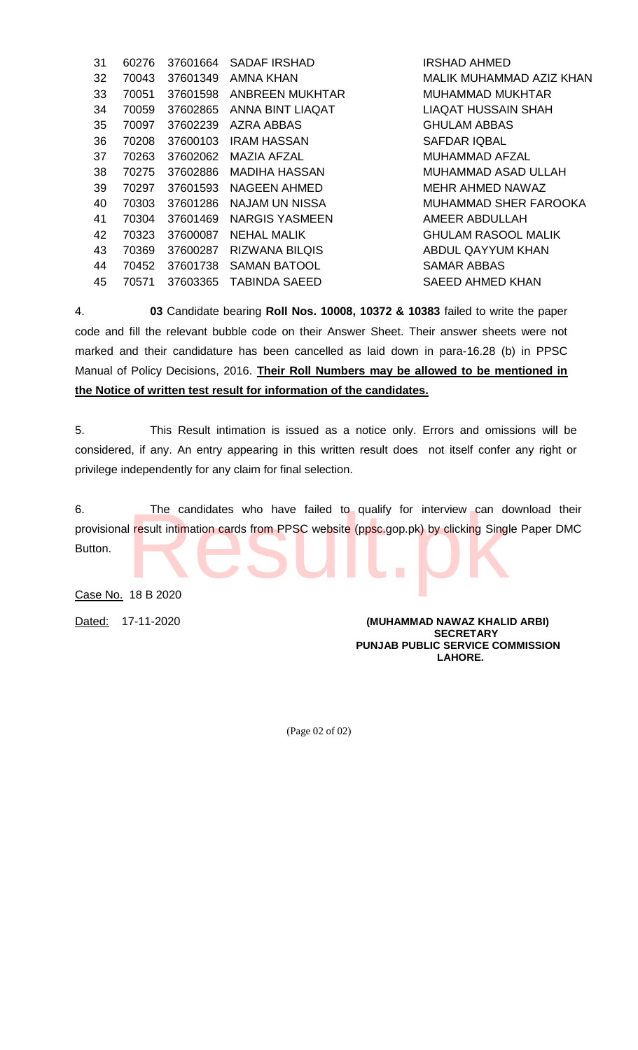| | | | | |
|---|---|---|---|---|
| 31 | 60276 | 37601664 | SADAF IRSHAD | IRSHAD AHMED |
| 32 | 70043 | 37601349 | AMNA KHAN | MALIK MUHAMMAD AZIZ KHAN |
| 33 | 70051 | 37601598 | ANBREEN MUKHTAR | MUHAMMAD MUKHTAR |
| 34 | 70059 | 37602865 | ANNA BINT LIAQAT | LIAQAT HUSSAIN SHAH |
| 35 | 70097 | 37602239 | AZRA ABBAS | GHULAM ABBAS |
| 36 | 70208 | 37600103 | IRAM HASSAN | SAFDAR IQBAL |
| 37 | 70263 | 37602062 | MAZIA AFZAL | MUHAMMAD AFZAL |
| 38 | 70275 | 37602886 | MADIHA HASSAN | MUHAMMAD ASAD ULLAH |
| 39 | 70297 | 37601593 | NAGEEN AHMED | MEHR AHMED NAWAZ |
| 40 | 70303 | 37601286 | NAJAM UN NISSA | MUHAMMAD SHER FAROOKA |
| 41 | 70304 | 37601469 | NARGIS YASMEEN | AMEER ABDULLAH |
| 42 | 70323 | 37600087 | NEHAL MALIK | GHULAM RASOOL MALIK |
| 43 | 70369 | 37600287 | RIZWANA BILQIS | ABDUL QAYYUM KHAN |
| 44 | 70452 | 37601738 | SAMAN BATOOL | SAMAR ABBAS |
| 45 | 70571 | 37603365 | TABINDA SAEED | SAEED AHMED KHAN |

4. **03** Candidate bearing **Roll Nos. 10008, 10372 & 10383** failed to write the paper code and fill the relevant bubble code on their Answer Sheet. Their answer sheets were not marked and their candidature has been cancelled as laid down in para-16.28 (b) in PPSC Manual of Policy Decisions, 2016. **Their Roll Numbers may be allowed to be mentioned in the Notice of written test result for information of the candidates.**

5. This Result intimation is issued as a notice only. Errors and omissions will be considered, if any. An entry appearing in this written result does not itself confer any right or privilege independently for any claim for final selection.

6. The candidates who have failed to qualify for interview can download their provisional result intimation cards from PPSC website (ppsc.gop.pk) by clicking Single Paper DMC Button.

Case No. 18 B 2020

Dated: 17-11-2020

**(MUHAMMAD NAWAZ KHALID ARBI)**
**SECRETARY**
**PUNJAB PUBLIC SERVICE COMMISSION**
**LAHORE.**